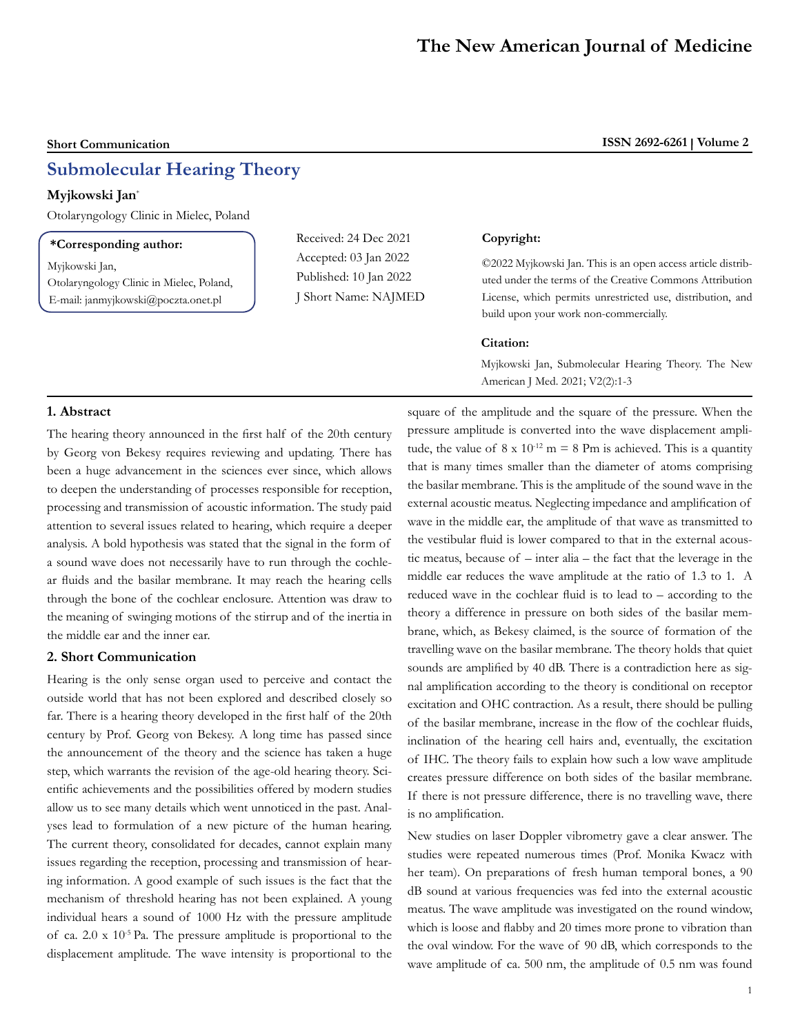## Short Communication

ISSN 2692-6261 | Volume 2

# Submolecular Hearing Theory

**Myjkowski Jan***

Otolaryngology Clinic in Mielec, Poland

**\*Corresponding author:**

Myjkowski Jan,
Otolaryngology Clinic in Mielec, Poland,
E-mail: janmyjkowski@poczta.onet.pl

Received: 24 Dec 2021
Accepted: 03 Jan 2022
Published: 10 Jan 2022
J Short Name: NAJMED

**Copyright:**

©2022 Myjkowski Jan. This is an open access article distributed under the terms of the Creative Commons Attribution License, which permits unrestricted use, distribution, and build upon your work non-commercially.

**Citation:**

Myjkowski Jan, Submolecular Hearing Theory. The New American J Med. 2021; V2(2):1-3

## 1. Abstract

The hearing theory announced in the first half of the 20th century by Georg von Bekesy requires reviewing and updating. There has been a huge advancement in the sciences ever since, which allows to deepen the understanding of processes responsible for reception, processing and transmission of acoustic information. The study paid attention to several issues related to hearing, which require a deeper analysis. A bold hypothesis was stated that the signal in the form of a sound wave does not necessarily have to run through the cochlear fluids and the basilar membrane. It may reach the hearing cells through the bone of the cochlear enclosure. Attention was draw to the meaning of swinging motions of the stirrup and of the inertia in the middle ear and the inner ear.

## 2. Short Communication

Hearing is the only sense organ used to perceive and contact the outside world that has not been explored and described closely so far. There is a hearing theory developed in the first half of the 20th century by Prof. Georg von Bekesy. A long time has passed since the announcement of the theory and the science has taken a huge step, which warrants the revision of the age-old hearing theory. Scientific achievements and the possibilities offered by modern studies allow us to see many details which went unnoticed in the past. Analyses lead to formulation of a new picture of the human hearing. The current theory, consolidated for decades, cannot explain many issues regarding the reception, processing and transmission of hearing information. A good example of such issues is the fact that the mechanism of threshold hearing has not been explained. A young individual hears a sound of 1000 Hz with the pressure amplitude of ca. $2.0 \times 10^{-5}$ Pa. The pressure amplitude is proportional to the displacement amplitude. The wave intensity is proportional to the square of the amplitude and the square of the pressure. When the pressure amplitude is converted into the wave displacement amplitude, the value of $8 \times 10^{-12}$ m = 8 Pm is achieved. This is a quantity that is many times smaller than the diameter of atoms comprising the basilar membrane. This is the amplitude of the sound wave in the external acoustic meatus. Neglecting impedance and amplification of wave in the middle ear, the amplitude of that wave as transmitted to the vestibular fluid is lower compared to that in the external acoustic meatus, because of – inter alia – the fact that the leverage in the middle ear reduces the wave amplitude at the ratio of 1.3 to 1. A reduced wave in the cochlear fluid is to lead to – according to the theory a difference in pressure on both sides of the basilar membrane, which, as Bekesy claimed, is the source of formation of the travelling wave on the basilar membrane. The theory holds that quiet sounds are amplified by 40 dB. There is a contradiction here as signal amplification according to the theory is conditional on receptor excitation and OHC contraction. As a result, there should be pulling of the basilar membrane, increase in the flow of the cochlear fluids, inclination of the hearing cell hairs and, eventually, the excitation of IHC. The theory fails to explain how such a low wave amplitude creates pressure difference on both sides of the basilar membrane. If there is not pressure difference, there is no travelling wave, there is no amplification.

New studies on laser Doppler vibrometry gave a clear answer. The studies were repeated numerous times (Prof. Monika Kwacz with her team). On preparations of fresh human temporal bones, a 90 dB sound at various frequencies was fed into the external acoustic meatus. The wave amplitude was investigated on the round window, which is loose and flabby and 20 times more prone to vibration than the oval window. For the wave of 90 dB, which corresponds to the wave amplitude of ca. 500 nm, the amplitude of 0.5 nm was found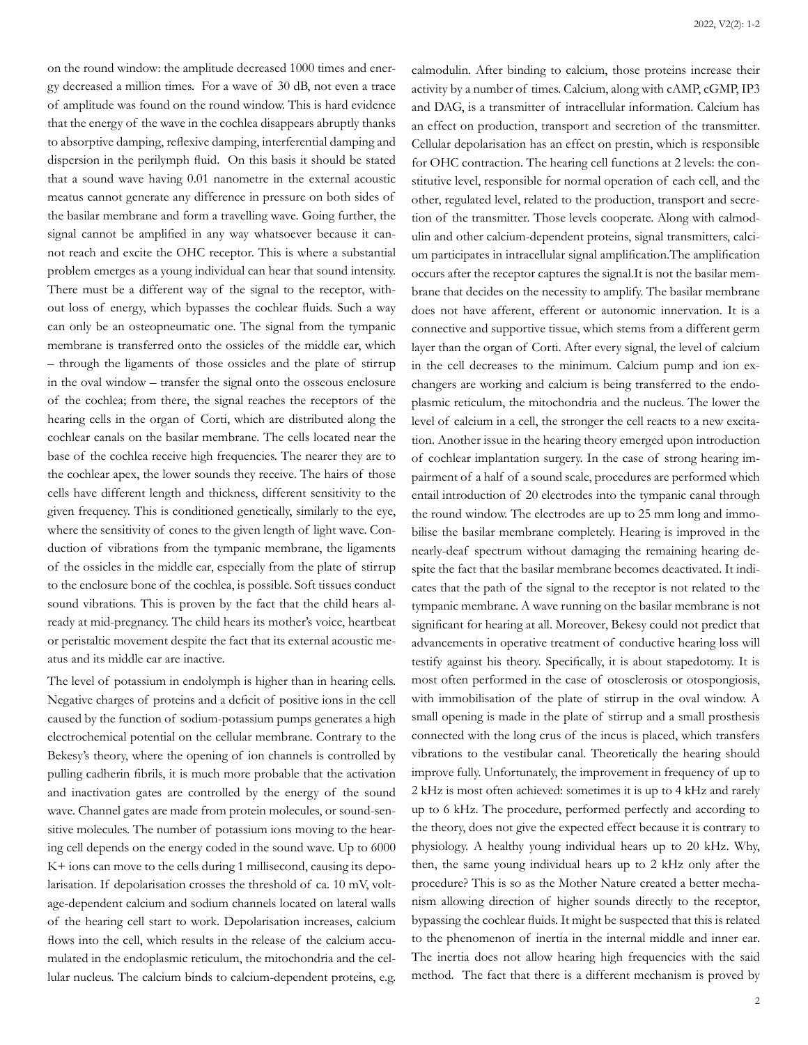on the round window: the amplitude decreased 1000 times and energy decreased a million times. For a wave of 30 dB, not even a trace of amplitude was found on the round window. This is hard evidence that the energy of the wave in the cochlea disappears abruptly thanks to absorptive damping, reflexive damping, interferential damping and dispersion in the perilymph fluid. On this basis it should be stated that a sound wave having 0.01 nanometre in the external acoustic meatus cannot generate any difference in pressure on both sides of the basilar membrane and form a travelling wave. Going further, the signal cannot be amplified in any way whatsoever because it cannot reach and excite the OHC receptor. This is where a substantial problem emerges as a young individual can hear that sound intensity. There must be a different way of the signal to the receptor, without loss of energy, which bypasses the cochlear fluids. Such a way can only be an osteopneumatic one. The signal from the tympanic membrane is transferred onto the ossicles of the middle ear, which – through the ligaments of those ossicles and the plate of stirrup in the oval window – transfer the signal onto the osseous enclosure of the cochlea; from there, the signal reaches the receptors of the hearing cells in the organ of Corti, which are distributed along the cochlear canals on the basilar membrane. The cells located near the base of the cochlea receive high frequencies. The nearer they are to the cochlear apex, the lower sounds they receive. The hairs of those cells have different length and thickness, different sensitivity to the given frequency. This is conditioned genetically, similarly to the eye, where the sensitivity of cones to the given length of light wave. Conduction of vibrations from the tympanic membrane, the ligaments of the ossicles in the middle ear, especially from the plate of stirrup to the enclosure bone of the cochlea, is possible. Soft tissues conduct sound vibrations. This is proven by the fact that the child hears already at mid-pregnancy. The child hears its mother's voice, heartbeat or peristaltic movement despite the fact that its external acoustic meatus and its middle ear are inactive.

The level of potassium in endolymph is higher than in hearing cells. Negative charges of proteins and a deficit of positive ions in the cell caused by the function of sodium-potassium pumps generates a high electrochemical potential on the cellular membrane. Contrary to the Bekesy's theory, where the opening of ion channels is controlled by pulling cadherin fibrils, it is much more probable that the activation and inactivation gates are controlled by the energy of the sound wave. Channel gates are made from protein molecules, or sound-sensitive molecules. The number of potassium ions moving to the hearing cell depends on the energy coded in the sound wave. Up to 6000 $K^+$ ions can move to the cells during 1 millisecond, causing its depolarisation. If depolarisation crosses the threshold of ca. 10 mV, voltage-dependent calcium and sodium channels located on lateral walls of the hearing cell start to work. Depolarisation increases, calcium flows into the cell, which results in the release of the calcium accumulated in the endoplasmic reticulum, the mitochondria and the cellular nucleus. The calcium binds to calcium-dependent proteins, e.g. calmodulin. After binding to calcium, those proteins increase their activity by a number of times. Calcium, along with cAMP, cGMP, IP3 and DAG, is a transmitter of intracellular information. Calcium has an effect on production, transport and secretion of the transmitter. Cellular depolarisation has an effect on prestin, which is responsible for OHC contraction. The hearing cell functions at 2 levels: the constitutive level, responsible for normal operation of each cell, and the other, regulated level, related to the production, transport and secretion of the transmitter. Those levels cooperate. Along with calmodulin and other calcium-dependent proteins, signal transmitters, calcium participates in intracellular signal amplification.The amplification occurs after the receptor captures the signal.It is not the basilar membrane that decides on the necessity to amplify. The basilar membrane does not have afferent, efferent or autonomic innervation. It is a connective and supportive tissue, which stems from a different germ layer than the organ of Corti. After every signal, the level of calcium in the cell decreases to the minimum. Calcium pump and ion exchangers are working and calcium is being transferred to the endoplasmic reticulum, the mitochondria and the nucleus. The lower the level of calcium in a cell, the stronger the cell reacts to a new excitation. Another issue in the hearing theory emerged upon introduction of cochlear implantation surgery. In the case of strong hearing impairment of a half of a sound scale, procedures are performed which entail introduction of 20 electrodes into the tympanic canal through the round window. The electrodes are up to 25 mm long and immobilise the basilar membrane completely. Hearing is improved in the nearly-deaf spectrum without damaging the remaining hearing despite the fact that the basilar membrane becomes deactivated. It indicates that the path of the signal to the receptor is not related to the tympanic membrane. A wave running on the basilar membrane is not significant for hearing at all. Moreover, Bekesy could not predict that advancements in operative treatment of conductive hearing loss will testify against his theory. Specifically, it is about stapedotomy. It is most often performed in the case of otosclerosis or otospongiosis, with immobilisation of the plate of stirrup in the oval window. A small opening is made in the plate of stirrup and a small prosthesis connected with the long crus of the incus is placed, which transfers vibrations to the vestibular canal. Theoretically the hearing should improve fully. Unfortunately, the improvement in frequency of up to 2 kHz is most often achieved: sometimes it is up to 4 kHz and rarely up to 6 kHz. The procedure, performed perfectly and according to the theory, does not give the expected effect because it is contrary to physiology. A healthy young individual hears up to 20 kHz. Why, then, the same young individual hears up to 2 kHz only after the procedure? This is so as the Mother Nature created a better mechanism allowing direction of higher sounds directly to the receptor, bypassing the cochlear fluids. It might be suspected that this is related to the phenomenon of inertia in the internal middle and inner ear. The inertia does not allow hearing high frequencies with the said method. The fact that there is a different mechanism is proved by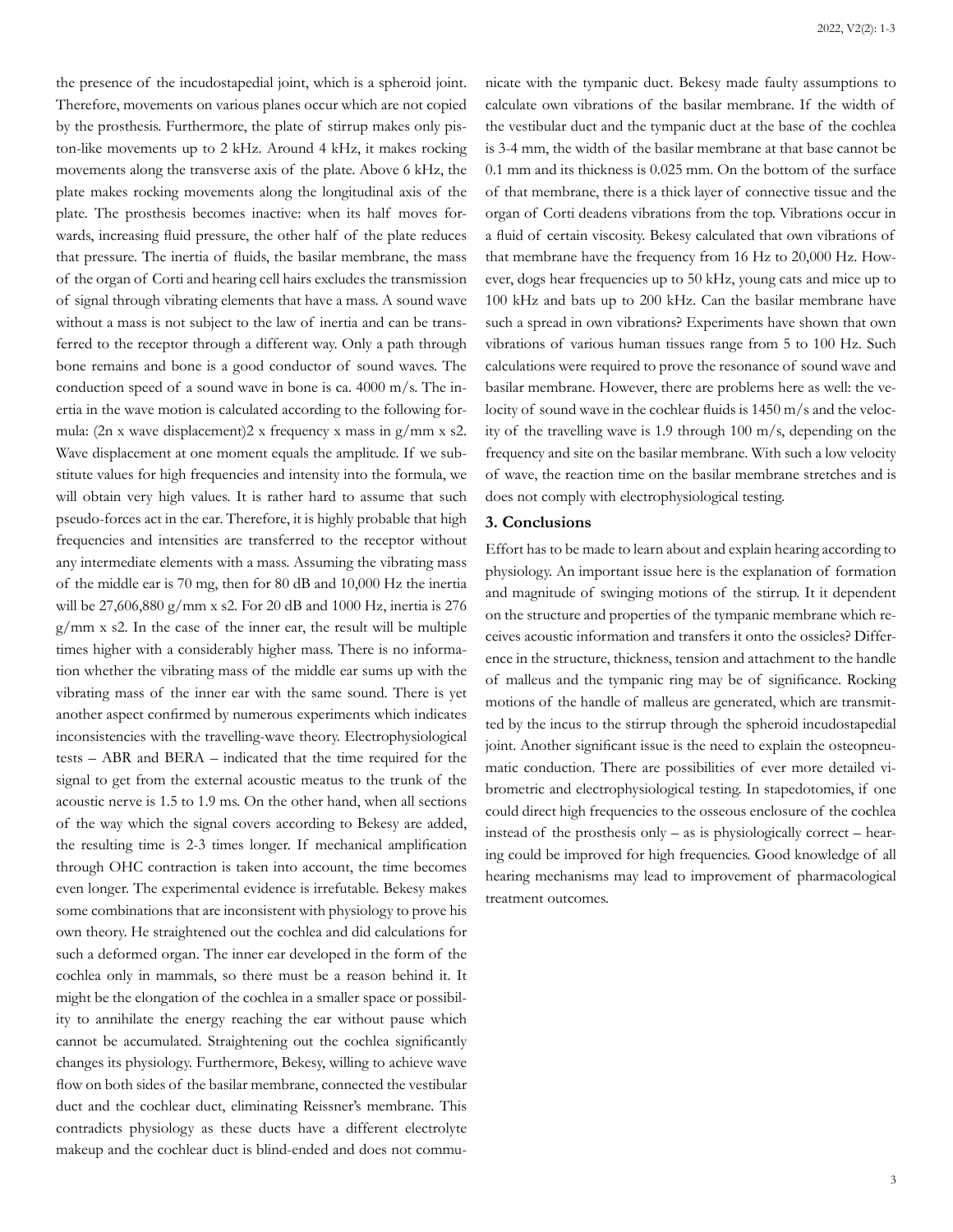the presence of the incudostapedial joint, which is a spheroid joint. Therefore, movements on various planes occur which are not copied by the prosthesis. Furthermore, the plate of stirrup makes only piston-like movements up to 2 kHz. Around 4 kHz, it makes rocking movements along the transverse axis of the plate. Above 6 kHz, the plate makes rocking movements along the longitudinal axis of the plate. The prosthesis becomes inactive: when its half moves forwards, increasing fluid pressure, the other half of the plate reduces that pressure. The inertia of fluids, the basilar membrane, the mass of the organ of Corti and hearing cell hairs excludes the transmission of signal through vibrating elements that have a mass. A sound wave without a mass is not subject to the law of inertia and can be transferred to the receptor through a different way. Only a path through bone remains and bone is a good conductor of sound waves. The conduction speed of a sound wave in bone is ca. 4000 m/s. The inertia in the wave motion is calculated according to the following formula: (2n x wave displacement)2 x frequency x mass in g/mm x s2. Wave displacement at one moment equals the amplitude. If we substitute values for high frequencies and intensity into the formula, we will obtain very high values. It is rather hard to assume that such pseudo-forces act in the ear. Therefore, it is highly probable that high frequencies and intensities are transferred to the receptor without any intermediate elements with a mass. Assuming the vibrating mass of the middle ear is 70 mg, then for 80 dB and 10,000 Hz the inertia will be 27,606,880 g/mm x s2. For 20 dB and 1000 Hz, inertia is 276 g/mm x s2. In the case of the inner ear, the result will be multiple times higher with a considerably higher mass. There is no information whether the vibrating mass of the middle ear sums up with the vibrating mass of the inner ear with the same sound. There is yet another aspect confirmed by numerous experiments which indicates inconsistencies with the travelling-wave theory. Electrophysiological tests – ABR and BERA – indicated that the time required for the signal to get from the external acoustic meatus to the trunk of the acoustic nerve is 1.5 to 1.9 ms. On the other hand, when all sections of the way which the signal covers according to Bekesy are added, the resulting time is 2-3 times longer. If mechanical amplification through OHC contraction is taken into account, the time becomes even longer. The experimental evidence is irrefutable. Bekesy makes some combinations that are inconsistent with physiology to prove his own theory. He straightened out the cochlea and did calculations for such a deformed organ. The inner ear developed in the form of the cochlea only in mammals, so there must be a reason behind it. It might be the elongation of the cochlea in a smaller space or possibility to annihilate the energy reaching the ear without pause which cannot be accumulated. Straightening out the cochlea significantly changes its physiology. Furthermore, Bekesy, willing to achieve wave flow on both sides of the basilar membrane, connected the vestibular duct and the cochlear duct, eliminating Reissner's membrane. This contradicts physiology as these ducts have a different electrolyte makeup and the cochlear duct is blind-ended and does not communicate with the tympanic duct. Bekesy made faulty assumptions to calculate own vibrations of the basilar membrane. If the width of the vestibular duct and the tympanic duct at the base of the cochlea is 3-4 mm, the width of the basilar membrane at that base cannot be 0.1 mm and its thickness is 0.025 mm. On the bottom of the surface of that membrane, there is a thick layer of connective tissue and the organ of Corti deadens vibrations from the top. Vibrations occur in a fluid of certain viscosity. Bekesy calculated that own vibrations of that membrane have the frequency from 16 Hz to 20,000 Hz. However, dogs hear frequencies up to 50 kHz, young cats and mice up to 100 kHz and bats up to 200 kHz. Can the basilar membrane have such a spread in own vibrations? Experiments have shown that own vibrations of various human tissues range from 5 to 100 Hz. Such calculations were required to prove the resonance of sound wave and basilar membrane. However, there are problems here as well: the velocity of sound wave in the cochlear fluids is 1450 m/s and the velocity of the travelling wave is 1.9 through 100 m/s, depending on the frequency and site on the basilar membrane. With such a low velocity of wave, the reaction time on the basilar membrane stretches and is does not comply with electrophysiological testing.

## 3. Conclusions

Effort has to be made to learn about and explain hearing according to physiology. An important issue here is the explanation of formation and magnitude of swinging motions of the stirrup. It it dependent on the structure and properties of the tympanic membrane which receives acoustic information and transfers it onto the ossicles? Difference in the structure, thickness, tension and attachment to the handle of malleus and the tympanic ring may be of significance. Rocking motions of the handle of malleus are generated, which are transmitted by the incus to the stirrup through the spheroid incudostapedial joint. Another significant issue is the need to explain the osteopneumatic conduction. There are possibilities of ever more detailed vibrometric and electrophysiological testing. In stapedotomies, if one could direct high frequencies to the osseous enclosure of the cochlea instead of the prosthesis only – as is physiologically correct – hearing could be improved for high frequencies. Good knowledge of all hearing mechanisms may lead to improvement of pharmacological treatment outcomes.